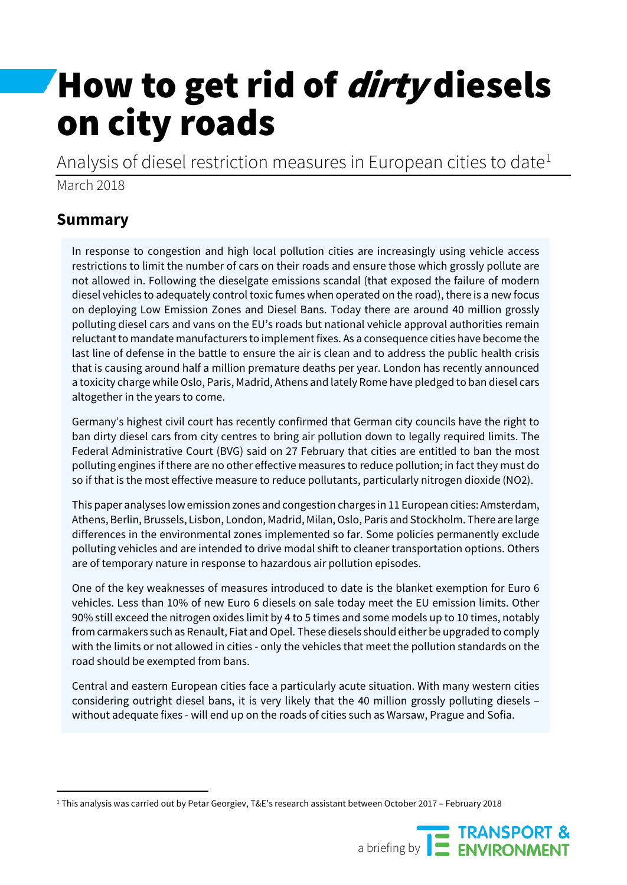# How to get rid of *dirty* diesels on city roads

Analysis of diesel restriction measures in European cities to date[1]

March 2018

## Summary

In response to congestion and high local pollution cities are increasingly using vehicle access restrictions to limit the number of cars on their roads and ensure those which grossly pollute are not allowed in. Following the dieselgate emissions scandal (that exposed the failure of modern diesel vehicles to adequately control toxic fumes when operated on the road), there is a new focus on deploying Low Emission Zones and Diesel Bans. Today there are around 40 million grossly polluting diesel cars and vans on the EU's roads but national vehicle approval authorities remain reluctant to mandate manufacturers to implement fixes. As a consequence cities have become the last line of defense in the battle to ensure the air is clean and to address the public health crisis that is causing around half a million premature deaths per year. London has recently announced a toxicity charge while Oslo, Paris, Madrid, Athens and lately Rome have pledged to ban diesel cars altogether in the years to come.

Germany's highest civil court has recently confirmed that German city councils have the right to ban dirty diesel cars from city centres to bring air pollution down to legally required limits. The Federal Administrative Court (BVG) said on 27 February that cities are entitled to ban the most polluting engines if there are no other effective measures to reduce pollution; in fact they must do so if that is the most effective measure to reduce pollutants, particularly nitrogen dioxide ($NO_2$).

This paper analyses low emission zones and congestion charges in 11 European cities: Amsterdam, Athens, Berlin, Brussels, Lisbon, London, Madrid, Milan, Oslo, Paris and Stockholm. There are large differences in the environmental zones implemented so far. Some policies permanently exclude polluting vehicles and are intended to drive modal shift to cleaner transportation options. Others are of temporary nature in response to hazardous air pollution episodes.

One of the key weaknesses of measures introduced to date is the blanket exemption for Euro 6 vehicles. Less than 10% of new Euro 6 diesels on sale today meet the EU emission limits. Other 90% still exceed the nitrogen oxides limit by 4 to 5 times and some models up to 10 times, notably from carmakers such as Renault, Fiat and Opel. These diesels should either be upgraded to comply with the limits or not allowed in cities - only the vehicles that meet the pollution standards on the road should be exempted from bans.

Central and eastern European cities face a particularly acute situation. With many western cities considering outright diesel bans, it is very likely that the 40 million grossly polluting diesels – without adequate fixes - will end up on the roads of cities such as Warsaw, Prague and Sofia.

[1] This analysis was carried out by Petar Georgiev, T&E's research assistant between October 2017 – February 2018

a briefing by TRANSPORT & ENVIRONMENT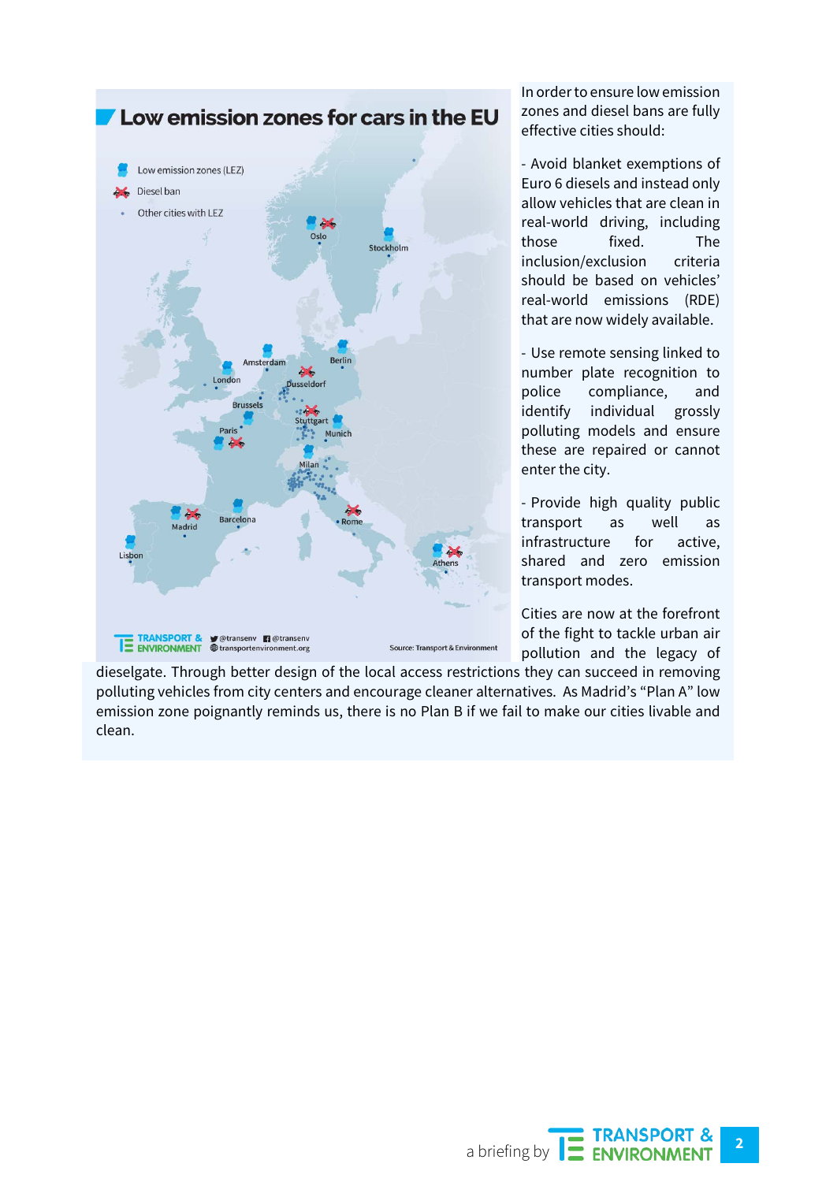In order to ensure low emission zones and diesel bans are fully effective cities should:

- Avoid blanket exemptions of Euro 6 diesels and instead only allow vehicles that are clean in real-world driving, including those fixed. The inclusion/exclusion criteria should be based on vehicles' real-world emissions (RDE) that are now widely available.

- Use remote sensing linked to number plate recognition to police compliance, and identify individual grossly polluting models and ensure these are repaired or cannot enter the city.

- Provide high quality public transport as well as infrastructure for active, shared and zero emission transport modes.

Cities are now at the forefront of the fight to tackle urban air pollution and the legacy of dieselgate. Through better design of the local access restrictions they can succeed in removing polluting vehicles from city centers and encourage cleaner alternatives. As Madrid's "Plan A" low emission zone poignantly reminds us, there is no Plan B if we fail to make our cities livable and clean.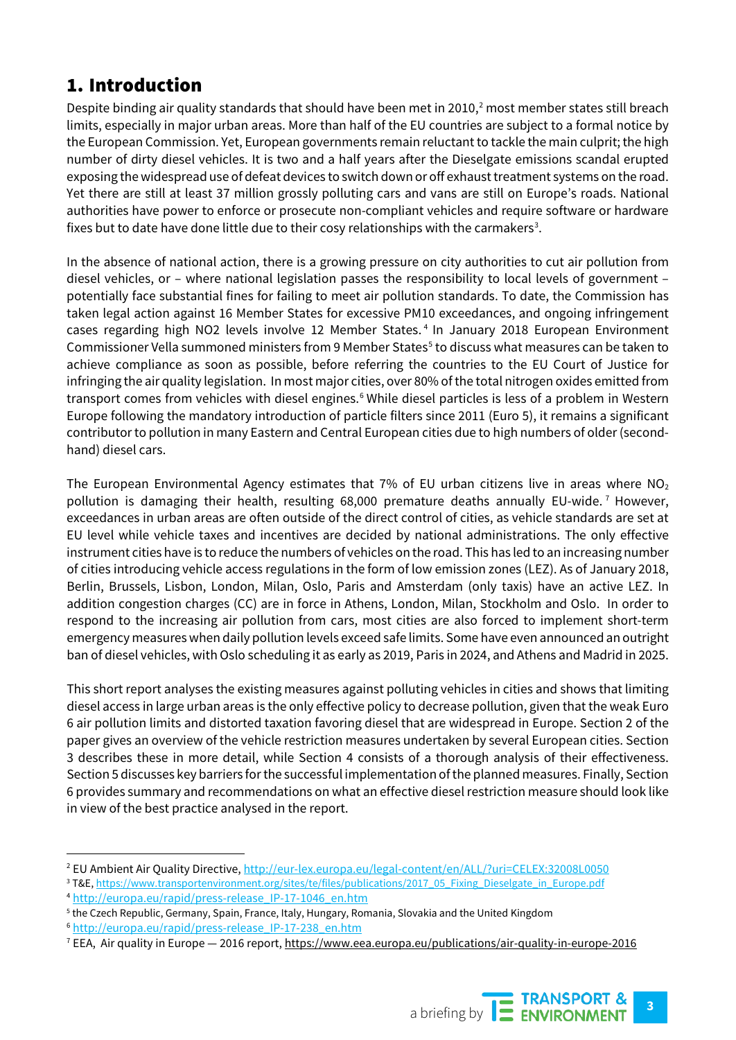# 1. Introduction

Despite binding air quality standards that should have been met in 2010,[2] most member states still breach limits, especially in major urban areas. More than half of the EU countries are subject to a formal notice by the European Commission. Yet, European governments remain reluctant to tackle the main culprit; the high number of dirty diesel vehicles. It is two and a half years after the Dieselgate emissions scandal erupted exposing the widespread use of defeat devices to switch down or off exhaust treatment systems on the road. Yet there are still at least 37 million grossly polluting cars and vans are still on Europe's roads. National authorities have power to enforce or prosecute non-compliant vehicles and require software or hardware fixes but to date have done little due to their cosy relationships with the carmakers[3].

In the absence of national action, there is a growing pressure on city authorities to cut air pollution from diesel vehicles, or – where national legislation passes the responsibility to local levels of government – potentially face substantial fines for failing to meet air pollution standards. To date, the Commission has taken legal action against 16 Member States for excessive PM10 exceedances, and ongoing infringement cases regarding high NO2 levels involve 12 Member States.[4] In January 2018 European Environment Commissioner Vella summoned ministers from 9 Member States[5] to discuss what measures can be taken to achieve compliance as soon as possible, before referring the countries to the EU Court of Justice for infringing the air quality legislation. In most major cities, over 80% of the total nitrogen oxides emitted from transport comes from vehicles with diesel engines.[6] While diesel particles is less of a problem in Western Europe following the mandatory introduction of particle filters since 2011 (Euro 5), it remains a significant contributor to pollution in many Eastern and Central European cities due to high numbers of older (second-hand) diesel cars.

The European Environmental Agency estimates that 7% of EU urban citizens live in areas where $NO_2$ pollution is damaging their health, resulting 68,000 premature deaths annually EU-wide.[7] However, exceedances in urban areas are often outside of the direct control of cities, as vehicle standards are set at EU level while vehicle taxes and incentives are decided by national administrations. The only effective instrument cities have is to reduce the numbers of vehicles on the road. This has led to an increasing number of cities introducing vehicle access regulations in the form of low emission zones (LEZ). As of January 2018, Berlin, Brussels, Lisbon, London, Milan, Oslo, Paris and Amsterdam (only taxis) have an active LEZ. In addition congestion charges (CC) are in force in Athens, London, Milan, Stockholm and Oslo. In order to respond to the increasing air pollution from cars, most cities are also forced to implement short-term emergency measures when daily pollution levels exceed safe limits. Some have even announced an outright ban of diesel vehicles, with Oslo scheduling it as early as 2019, Paris in 2024, and Athens and Madrid in 2025.

This short report analyses the existing measures against polluting vehicles in cities and shows that limiting diesel access in large urban areas is the only effective policy to decrease pollution, given that the weak Euro 6 air pollution limits and distorted taxation favoring diesel that are widespread in Europe. Section 2 of the paper gives an overview of the vehicle restriction measures undertaken by several European cities. Section 3 describes these in more detail, while Section 4 consists of a thorough analysis of their effectiveness. Section 5 discusses key barriers for the successful implementation of the planned measures. Finally, Section 6 provides summary and recommendations on what an effective diesel restriction measure should look like in view of the best practice analysed in the report.

---

[2] EU Ambient Air Quality Directive, http://eur-lex.europa.eu/legal-content/en/ALL/?uri=CELEX:32008L0050

[3] T&E, https://www.transportenvironment.org/sites/te/files/publications/2017_05_Fixing_Dieselgate_in_Europe.pdf

[4] http://europa.eu/rapid/press-release_IP-17-1046_en.htm

[5] the Czech Republic, Germany, Spain, France, Italy, Hungary, Romania, Slovakia and the United Kingdom

[6] http://europa.eu/rapid/press-release_IP-17-238_en.htm

[7] EEA, Air quality in Europe — 2016 report, https://www.eea.europa.eu/publications/air-quality-in-europe-2016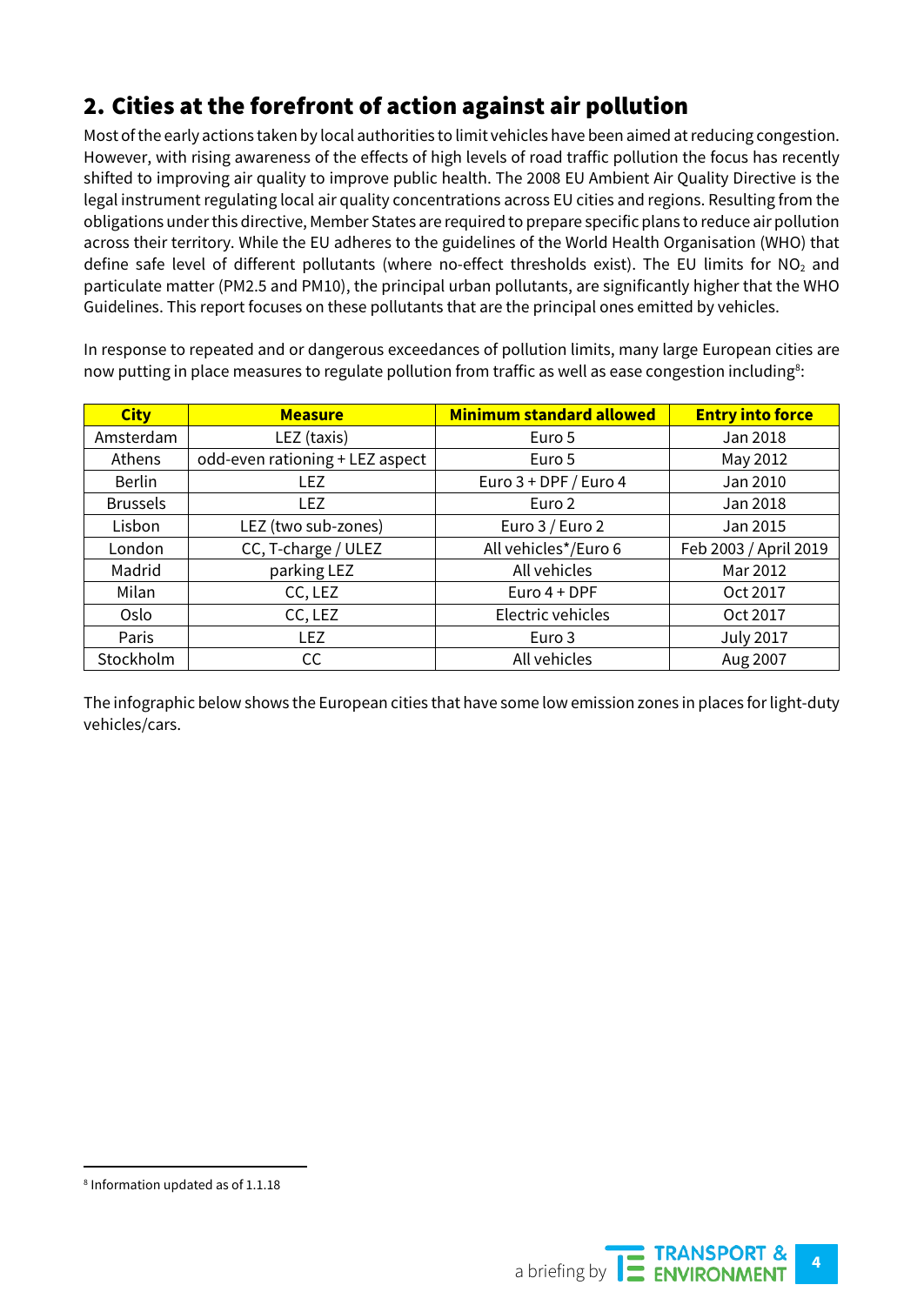## 2. Cities at the forefront of action against air pollution

Most of the early actions taken by local authorities to limit vehicles have been aimed at reducing congestion. However, with rising awareness of the effects of high levels of road traffic pollution the focus has recently shifted to improving air quality to improve public health. The 2008 EU Ambient Air Quality Directive is the legal instrument regulating local air quality concentrations across EU cities and regions. Resulting from the obligations under this directive, Member States are required to prepare specific plans to reduce air pollution across their territory. While the EU adheres to the guidelines of the World Health Organisation (WHO) that define safe level of different pollutants (where no-effect thresholds exist). The EU limits for $NO_2$ and particulate matter (PM2.5 and PM10), the principal urban pollutants, are significantly higher that the WHO Guidelines. This report focuses on these pollutants that are the principal ones emitted by vehicles.

In response to repeated and or dangerous exceedances of pollution limits, many large European cities are now putting in place measures to regulate pollution from traffic as well as ease congestion including[8]:

| City | Measure | Minimum standard allowed | Entry into force |
|---|---|---|---|
| Amsterdam | LEZ (taxis) | Euro 5 | Jan 2018 |
| Athens | odd-even rationing + LEZ aspect | Euro 5 | May 2012 |
| Berlin | LEZ | Euro 3 + DPF / Euro 4 | Jan 2010 |
| Brussels | LEZ | Euro 2 | Jan 2018 |
| Lisbon | LEZ (two sub-zones) | Euro 3 / Euro 2 | Jan 2015 |
| London | CC, T-charge / ULEZ | All vehicles*/Euro 6 | Feb 2003 / April 2019 |
| Madrid | parking LEZ | All vehicles | Mar 2012 |
| Milan | CC, LEZ | Euro 4 + DPF | Oct 2017 |
| Oslo | CC, LEZ | Electric vehicles | Oct 2017 |
| Paris | LEZ | Euro 3 | July 2017 |
| Stockholm | CC | All vehicles | Aug 2007 |

The infographic below shows the European cities that have some low emission zones in places for light-duty vehicles/cars.

[8] Information updated as of 1.1.18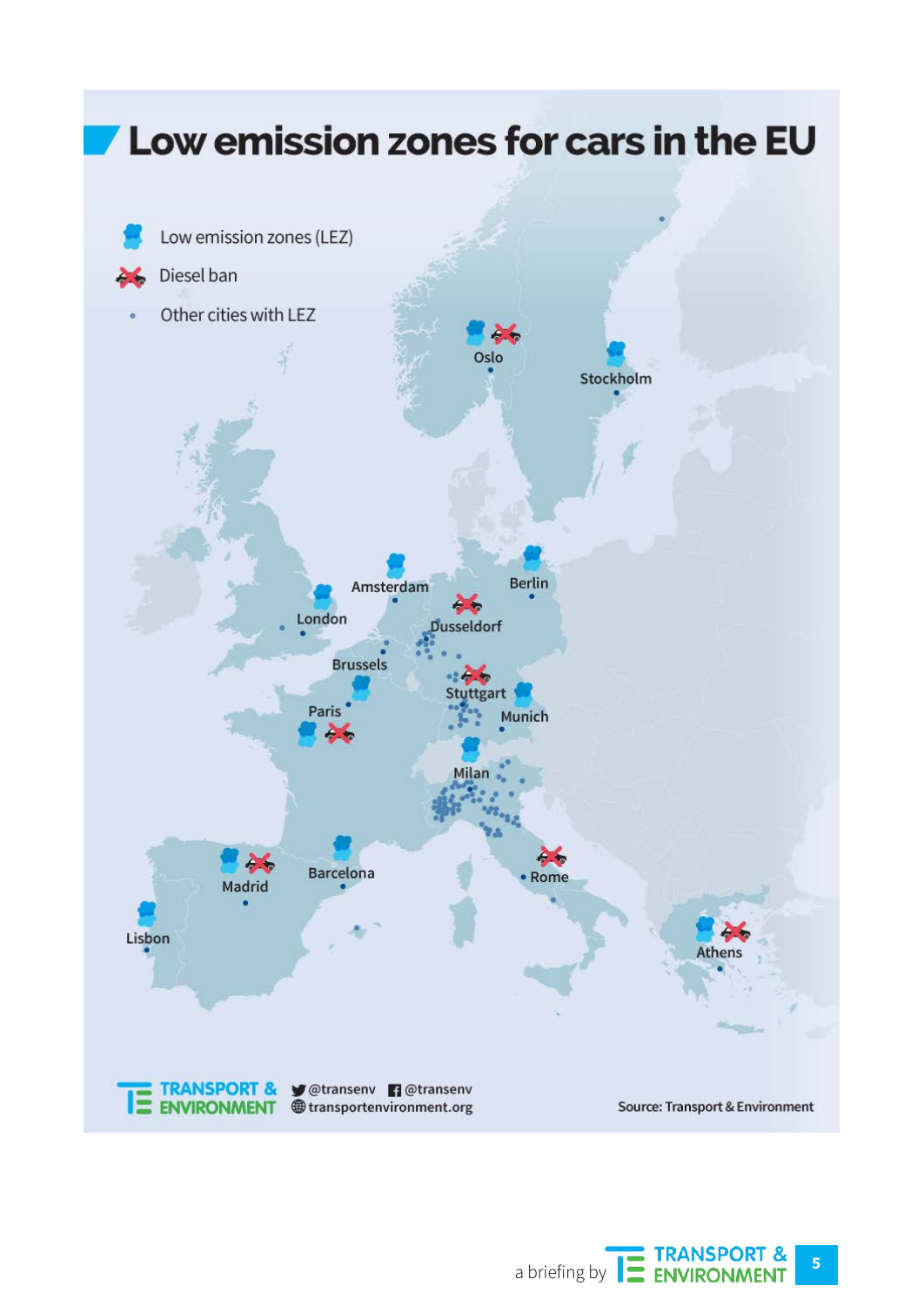# Low emission zones for cars in the EU

- Low emission zones (LEZ)
- Diesel ban
- Other cities with LEZ

Oslo
Stockholm
Amsterdam
Berlin
London
Dusseldorf
Brussels
Stuttgart
Paris
Munich
Milan
Madrid
Barcelona
Rome
Lisbon
Athens

TRANSPORT & ENVIRONMENT @transenv @transenv transportenvironment.org

Source: Transport & Environment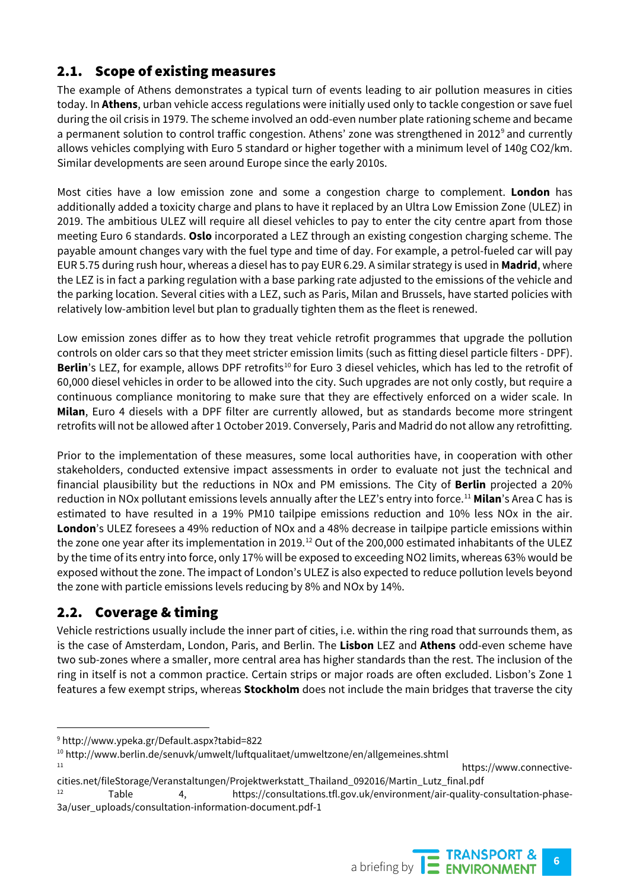## 2.1. Scope of existing measures

The example of Athens demonstrates a typical turn of events leading to air pollution measures in cities today. In **Athens**, urban vehicle access regulations were initially used only to tackle congestion or save fuel during the oil crisis in 1979. The scheme involved an odd-even number plate rationing scheme and became a permanent solution to control traffic congestion. Athens' zone was strengthened in 2012[9] and currently allows vehicles complying with Euro 5 standard or higher together with a minimum level of 140g $CO_2$/km. Similar developments are seen around Europe since the early 2010s.

Most cities have a low emission zone and some a congestion charge to complement. **London** has additionally added a toxicity charge and plans to have it replaced by an Ultra Low Emission Zone (ULEZ) in 2019. The ambitious ULEZ will require all diesel vehicles to pay to enter the city centre apart from those meeting Euro 6 standards. **Oslo** incorporated a LEZ through an existing congestion charging scheme. The payable amount changes vary with the fuel type and time of day. For example, a petrol-fueled car will pay EUR 5.75 during rush hour, whereas a diesel has to pay EUR 6.29. A similar strategy is used in **Madrid**, where the LEZ is in fact a parking regulation with a base parking rate adjusted to the emissions of the vehicle and the parking location. Several cities with a LEZ, such as Paris, Milan and Brussels, have started policies with relatively low-ambition level but plan to gradually tighten them as the fleet is renewed.

Low emission zones differ as to how they treat vehicle retrofit programmes that upgrade the pollution controls on older cars so that they meet stricter emission limits (such as fitting diesel particle filters - DPF). **Berlin**'s LEZ, for example, allows DPF retrofits[10] for Euro 3 diesel vehicles, which has led to the retrofit of 60,000 diesel vehicles in order to be allowed into the city. Such upgrades are not only costly, but require a continuous compliance monitoring to make sure that they are effectively enforced on a wider scale. In **Milan**, Euro 4 diesels with a DPF filter are currently allowed, but as standards become more stringent retrofits will not be allowed after 1 October 2019. Conversely, Paris and Madrid do not allow any retrofitting.

Prior to the implementation of these measures, some local authorities have, in cooperation with other stakeholders, conducted extensive impact assessments in order to evaluate not just the technical and financial plausibility but the reductions in NOx and PM emissions. The City of **Berlin** projected a 20% reduction in NOx pollutant emissions levels annually after the LEZ's entry into force.[11] **Milan**'s Area C has is estimated to have resulted in a 19% PM10 tailpipe emissions reduction and 10% less NOx in the air. **London**'s ULEZ foresees a 49% reduction of NOx and a 48% decrease in tailpipe particle emissions within the zone one year after its implementation in 2019.[12] Out of the 200,000 estimated inhabitants of the ULEZ by the time of its entry into force, only 17% will be exposed to exceeding $NO_2$ limits, whereas 63% would be exposed without the zone. The impact of London's ULEZ is also expected to reduce pollution levels beyond the zone with particle emissions levels reducing by 8% and NOx by 14%.

## 2.2. Coverage & timing

Vehicle restrictions usually include the inner part of cities, i.e. within the ring road that surrounds them, as is the case of Amsterdam, London, Paris, and Berlin. The **Lisbon** LEZ and **Athens** odd-even scheme have two sub-zones where a smaller, more central area has higher standards than the rest. The inclusion of the ring in itself is not a common practice. Certain strips or major roads are often excluded. Lisbon's Zone 1 features a few exempt strips, whereas **Stockholm** does not include the main bridges that traverse the city

---

[9] http://www.ypeka.gr/Default.aspx?tabid=822

[10] http://www.berlin.de/senuvk/umwelt/luftqualitaet/umweltzone/en/allgemeines.shtml

[11] https://www.connective-cities.net/fileStorage/Veranstaltungen/Projektwerkstatt_Thailand_092016/Martin_Lutz_final.pdf

[12] Table 4, https://consultations.tfl.gov.uk/environment/air-quality-consultation-phase-3a/user_uploads/consultation-information-document.pdf-1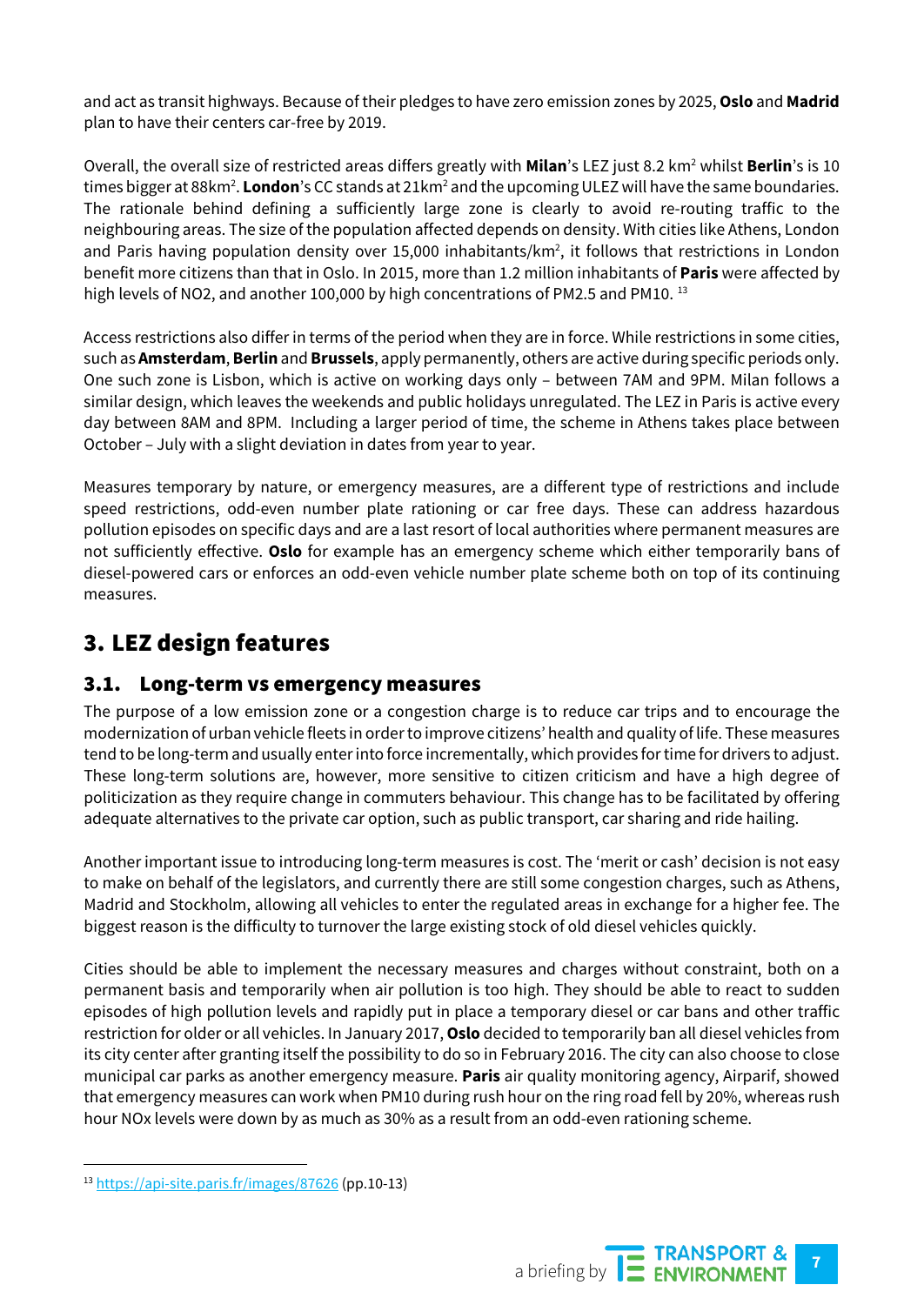and act as transit highways. Because of their pledges to have zero emission zones by 2025, **Oslo** and **Madrid** plan to have their centers car-free by 2019.

Overall, the overall size of restricted areas differs greatly with **Milan**'s LEZ just 8.2 $km^2$ whilst **Berlin**'s is 10 times bigger at 88$km^2$. **London**'s CC stands at 21$km^2$ and the upcoming ULEZ will have the same boundaries. The rationale behind defining a sufficiently large zone is clearly to avoid re-routing traffic to the neighbouring areas. The size of the population affected depends on density. With cities like Athens, London and Paris having population density over 15,000 inhabitants/$km^2$, it follows that restrictions in London benefit more citizens than that in Oslo. In 2015, more than 1.2 million inhabitants of **Paris** were affected by high levels of NO2, and another 100,000 by high concentrations of PM2.5 and PM10. [13]

Access restrictions also differ in terms of the period when they are in force. While restrictions in some cities, such as **Amsterdam**, **Berlin** and **Brussels**, apply permanently, others are active during specific periods only. One such zone is Lisbon, which is active on working days only – between 7AM and 9PM. Milan follows a similar design, which leaves the weekends and public holidays unregulated. The LEZ in Paris is active every day between 8AM and 8PM. Including a larger period of time, the scheme in Athens takes place between October – July with a slight deviation in dates from year to year.

Measures temporary by nature, or emergency measures, are a different type of restrictions and include speed restrictions, odd-even number plate rationing or car free days. These can address hazardous pollution episodes on specific days and are a last resort of local authorities where permanent measures are not sufficiently effective. **Oslo** for example has an emergency scheme which either temporarily bans of diesel-powered cars or enforces an odd-even vehicle number plate scheme both on top of its continuing measures.

# 3. LEZ design features

## 3.1. Long-term vs emergency measures

The purpose of a low emission zone or a congestion charge is to reduce car trips and to encourage the modernization of urban vehicle fleets in order to improve citizens' health and quality of life. These measures tend to be long-term and usually enter into force incrementally, which provides for time for drivers to adjust. These long-term solutions are, however, more sensitive to citizen criticism and have a high degree of politicization as they require change in commuters behaviour. This change has to be facilitated by offering adequate alternatives to the private car option, such as public transport, car sharing and ride hailing.

Another important issue to introducing long-term measures is cost. The 'merit or cash' decision is not easy to make on behalf of the legislators, and currently there are still some congestion charges, such as Athens, Madrid and Stockholm, allowing all vehicles to enter the regulated areas in exchange for a higher fee. The biggest reason is the difficulty to turnover the large existing stock of old diesel vehicles quickly.

Cities should be able to implement the necessary measures and charges without constraint, both on a permanent basis and temporarily when air pollution is too high. They should be able to react to sudden episodes of high pollution levels and rapidly put in place a temporary diesel or car bans and other traffic restriction for older or all vehicles. In January 2017, **Oslo** decided to temporarily ban all diesel vehicles from its city center after granting itself the possibility to do so in February 2016. The city can also choose to close municipal car parks as another emergency measure. **Paris** air quality monitoring agency, Airparif, showed that emergency measures can work when PM10 during rush hour on the ring road fell by 20%, whereas rush hour NOx levels were down by as much as 30% as a result from an odd-even rationing scheme.

---

[13] https://api-site.paris.fr/images/87626 (pp.10-13)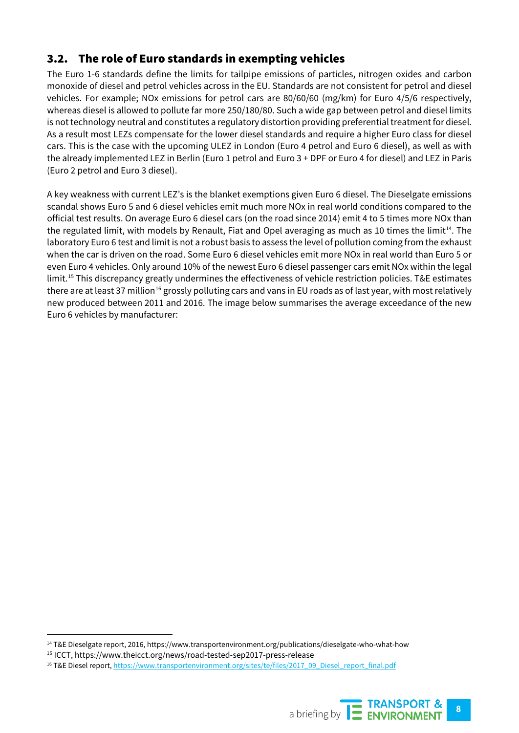## 3.2. The role of Euro standards in exempting vehicles

The Euro 1-6 standards define the limits for tailpipe emissions of particles, nitrogen oxides and carbon monoxide of diesel and petrol vehicles across in the EU. Standards are not consistent for petrol and diesel vehicles. For example; NOx emissions for petrol cars are 80/60/60 (mg/km) for Euro 4/5/6 respectively, whereas diesel is allowed to pollute far more 250/180/80. Such a wide gap between petrol and diesel limits is not technology neutral and constitutes a regulatory distortion providing preferential treatment for diesel. As a result most LEZs compensate for the lower diesel standards and require a higher Euro class for diesel cars. This is the case with the upcoming ULEZ in London (Euro 4 petrol and Euro 6 diesel), as well as with the already implemented LEZ in Berlin (Euro 1 petrol and Euro 3 + DPF or Euro 4 for diesel) and LEZ in Paris (Euro 2 petrol and Euro 3 diesel).

A key weakness with current LEZ's is the blanket exemptions given Euro 6 diesel. The Dieselgate emissions scandal shows Euro 5 and 6 diesel vehicles emit much more NOx in real world conditions compared to the official test results. On average Euro 6 diesel cars (on the road since 2014) emit 4 to 5 times more NOx than the regulated limit, with models by Renault, Fiat and Opel averaging as much as 10 times the limit[14]. The laboratory Euro 6 test and limit is not a robust basis to assess the level of pollution coming from the exhaust when the car is driven on the road. Some Euro 6 diesel vehicles emit more NOx in real world than Euro 5 or even Euro 4 vehicles. Only around 10% of the newest Euro 6 diesel passenger cars emit NOx within the legal limit.[15] This discrepancy greatly undermines the effectiveness of vehicle restriction policies. T&E estimates there are at least 37 million[16] grossly polluting cars and vans in EU roads as of last year, with most relatively new produced between 2011 and 2016. The image below summarises the average exceedance of the new Euro 6 vehicles by manufacturer:

[14] T&E Dieselgate report, 2016, https://www.transportenvironment.org/publications/dieselgate-who-what-how

[15] ICCT, https://www.theicct.org/news/road-tested-sep2017-press-release

[16] T&E Diesel report, https://www.transportenvironment.org/sites/te/files/2017_09_Diesel_report_final.pdf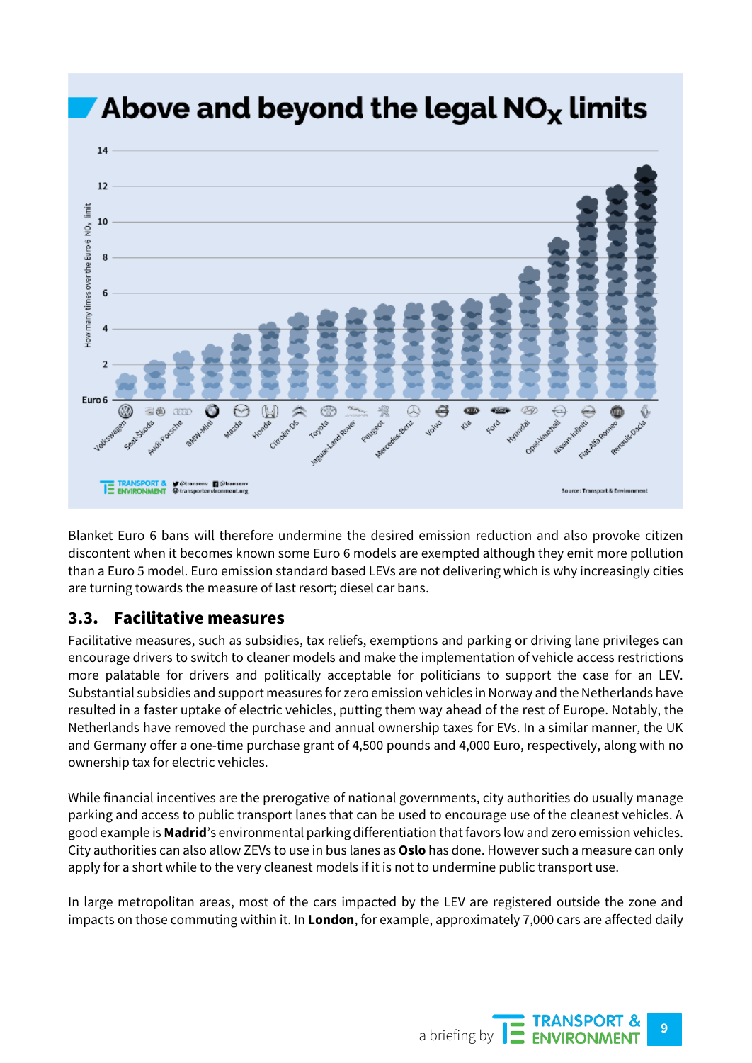## Above and beyond the legal $NO_x$ limits

Blanket Euro 6 bans will therefore undermine the desired emission reduction and also provoke citizen discontent when it becomes known some Euro 6 models are exempted although they emit more pollution than a Euro 5 model. Euro emission standard based LEVs are not delivering which is why increasingly cities are turning towards the measure of last resort; diesel car bans.

### 3.3. Facilitative measures

Facilitative measures, such as subsidies, tax reliefs, exemptions and parking or driving lane privileges can encourage drivers to switch to cleaner models and make the implementation of vehicle access restrictions more palatable for drivers and politically acceptable for politicians to support the case for an LEV. Substantial subsidies and support measures for zero emission vehicles in Norway and the Netherlands have resulted in a faster uptake of electric vehicles, putting them way ahead of the rest of Europe. Notably, the Netherlands have removed the purchase and annual ownership taxes for EVs. In a similar manner, the UK and Germany offer a one-time purchase grant of 4,500 pounds and 4,000 Euro, respectively, along with no ownership tax for electric vehicles.

While financial incentives are the prerogative of national governments, city authorities do usually manage parking and access to public transport lanes that can be used to encourage use of the cleanest vehicles. A good example is **Madrid**'s environmental parking differentiation that favors low and zero emission vehicles. City authorities can also allow ZEVs to use in bus lanes as **Oslo** has done. However such a measure can only apply for a short while to the very cleanest models if it is not to undermine public transport use.

In large metropolitan areas, most of the cars impacted by the LEV are registered outside the zone and impacts on those commuting within it. In **London**, for example, approximately 7,000 cars are affected daily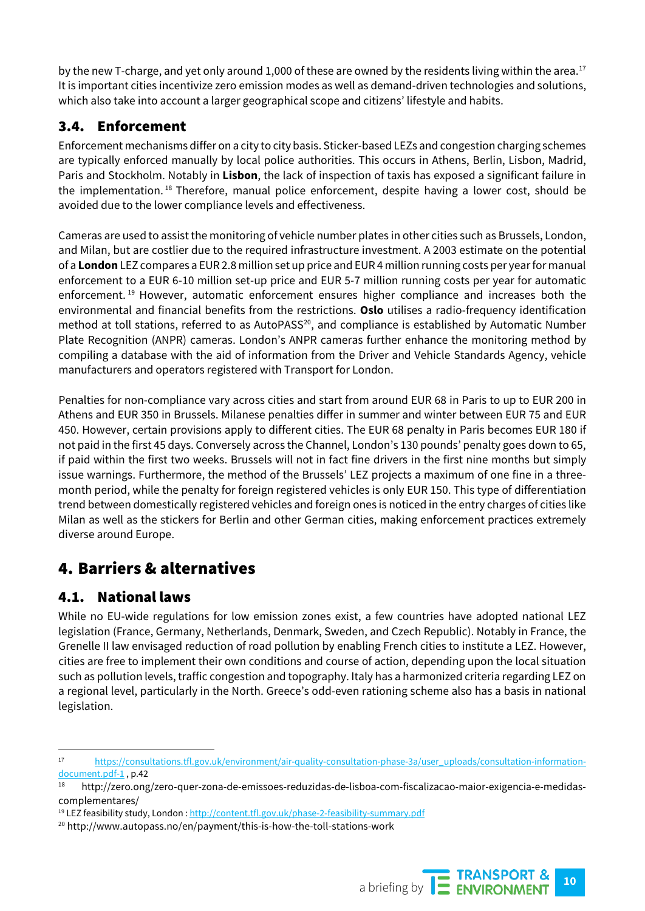by the new T-charge, and yet only around 1,000 of these are owned by the residents living within the area.[17] It is important cities incentivize zero emission modes as well as demand-driven technologies and solutions, which also take into account a larger geographical scope and citizens' lifestyle and habits.

### 3.4. Enforcement

Enforcement mechanisms differ on a city to city basis. Sticker-based LEZs and congestion charging schemes are typically enforced manually by local police authorities. This occurs in Athens, Berlin, Lisbon, Madrid, Paris and Stockholm. Notably in **Lisbon**, the lack of inspection of taxis has exposed a significant failure in the implementation.[18] Therefore, manual police enforcement, despite having a lower cost, should be avoided due to the lower compliance levels and effectiveness.

Cameras are used to assist the monitoring of vehicle number plates in other cities such as Brussels, London, and Milan, but are costlier due to the required infrastructure investment. A 2003 estimate on the potential of a **London** LEZ compares a EUR 2.8 million set up price and EUR 4 million running costs per year for manual enforcement to a EUR 6-10 million set-up price and EUR 5-7 million running costs per year for automatic enforcement.[19] However, automatic enforcement ensures higher compliance and increases both the environmental and financial benefits from the restrictions. **Oslo** utilises a radio-frequency identification method at toll stations, referred to as AutoPASS[20], and compliance is established by Automatic Number Plate Recognition (ANPR) cameras. London's ANPR cameras further enhance the monitoring method by compiling a database with the aid of information from the Driver and Vehicle Standards Agency, vehicle manufacturers and operators registered with Transport for London.

Penalties for non-compliance vary across cities and start from around EUR 68 in Paris to up to EUR 200 in Athens and EUR 350 in Brussels. Milanese penalties differ in summer and winter between EUR 75 and EUR 450. However, certain provisions apply to different cities. The EUR 68 penalty in Paris becomes EUR 180 if not paid in the first 45 days. Conversely across the Channel, London's 130 pounds' penalty goes down to 65, if paid within the first two weeks. Brussels will not in fact fine drivers in the first nine months but simply issue warnings. Furthermore, the method of the Brussels' LEZ projects a maximum of one fine in a three-month period, while the penalty for foreign registered vehicles is only EUR 150. This type of differentiation trend between domestically registered vehicles and foreign ones is noticed in the entry charges of cities like Milan as well as the stickers for Berlin and other German cities, making enforcement practices extremely diverse around Europe.

## 4. Barriers & alternatives

### 4.1. National laws

While no EU-wide regulations for low emission zones exist, a few countries have adopted national LEZ legislation (France, Germany, Netherlands, Denmark, Sweden, and Czech Republic). Notably in France, the Grenelle II law envisaged reduction of road pollution by enabling French cities to institute a LEZ. However, cities are free to implement their own conditions and course of action, depending upon the local situation such as pollution levels, traffic congestion and topography. Italy has a harmonized criteria regarding LEZ on a regional level, particularly in the North. Greece's odd-even rationing scheme also has a basis in national legislation.

---

[17] https://consultations.tfl.gov.uk/environment/air-quality-consultation-phase-3a/user_uploads/consultation-information-document.pdf-1 , p.42

[18] http://zero.ong/zero-quer-zona-de-emissoes-reduzidas-de-lisboa-com-fiscalizacao-maior-exigencia-e-medidas-complementares/

[19] LEZ feasibility study, London : http://content.tfl.gov.uk/phase-2-feasibility-summary.pdf

[20] http://www.autopass.no/en/payment/this-is-how-the-toll-stations-work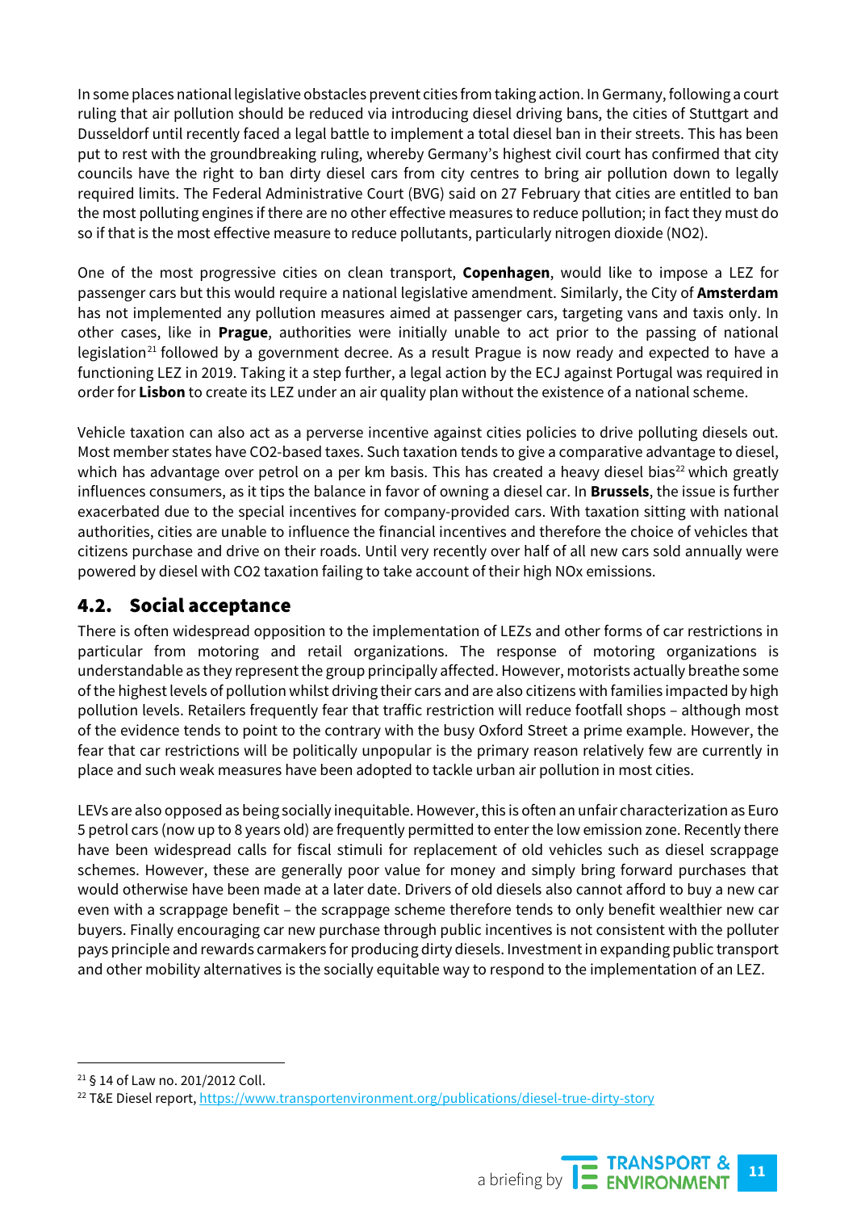In some places national legislative obstacles prevent cities from taking action. In Germany, following a court ruling that air pollution should be reduced via introducing diesel driving bans, the cities of Stuttgart and Dusseldorf until recently faced a legal battle to implement a total diesel ban in their streets. This has been put to rest with the groundbreaking ruling, whereby Germany's highest civil court has confirmed that city councils have the right to ban dirty diesel cars from city centres to bring air pollution down to legally required limits. The Federal Administrative Court (BVG) said on 27 February that cities are entitled to ban the most polluting engines if there are no other effective measures to reduce pollution; in fact they must do so if that is the most effective measure to reduce pollutants, particularly nitrogen dioxide (NO2).

One of the most progressive cities on clean transport, **Copenhagen**, would like to impose a LEZ for passenger cars but this would require a national legislative amendment. Similarly, the City of **Amsterdam** has not implemented any pollution measures aimed at passenger cars, targeting vans and taxis only. In other cases, like in **Prague**, authorities were initially unable to act prior to the passing of national legislation[21] followed by a government decree. As a result Prague is now ready and expected to have a functioning LEZ in 2019. Taking it a step further, a legal action by the ECJ against Portugal was required in order for **Lisbon** to create its LEZ under an air quality plan without the existence of a national scheme.

Vehicle taxation can also act as a perverse incentive against cities policies to drive polluting diesels out. Most member states have CO2-based taxes. Such taxation tends to give a comparative advantage to diesel, which has advantage over petrol on a per km basis. This has created a heavy diesel bias[22] which greatly influences consumers, as it tips the balance in favor of owning a diesel car. In **Brussels**, the issue is further exacerbated due to the special incentives for company-provided cars. With taxation sitting with national authorities, cities are unable to influence the financial incentives and therefore the choice of vehicles that citizens purchase and drive on their roads. Until very recently over half of all new cars sold annually were powered by diesel with CO2 taxation failing to take account of their high NOx emissions.

## 4.2. Social acceptance

There is often widespread opposition to the implementation of LEZs and other forms of car restrictions in particular from motoring and retail organizations. The response of motoring organizations is understandable as they represent the group principally affected. However, motorists actually breathe some of the highest levels of pollution whilst driving their cars and are also citizens with families impacted by high pollution levels. Retailers frequently fear that traffic restriction will reduce footfall shops – although most of the evidence tends to point to the contrary with the busy Oxford Street a prime example. However, the fear that car restrictions will be politically unpopular is the primary reason relatively few are currently in place and such weak measures have been adopted to tackle urban air pollution in most cities.

LEVs are also opposed as being socially inequitable. However, this is often an unfair characterization as Euro 5 petrol cars (now up to 8 years old) are frequently permitted to enter the low emission zone. Recently there have been widespread calls for fiscal stimuli for replacement of old vehicles such as diesel scrappage schemes. However, these are generally poor value for money and simply bring forward purchases that would otherwise have been made at a later date. Drivers of old diesels also cannot afford to buy a new car even with a scrappage benefit – the scrappage scheme therefore tends to only benefit wealthier new car buyers. Finally encouraging car new purchase through public incentives is not consistent with the polluter pays principle and rewards carmakers for producing dirty diesels. Investment in expanding public transport and other mobility alternatives is the socially equitable way to respond to the implementation of an LEZ.

---

[21] § 14 of Law no. 201/2012 Coll.

[22] T&E Diesel report, https://www.transportenvironment.org/publications/diesel-true-dirty-story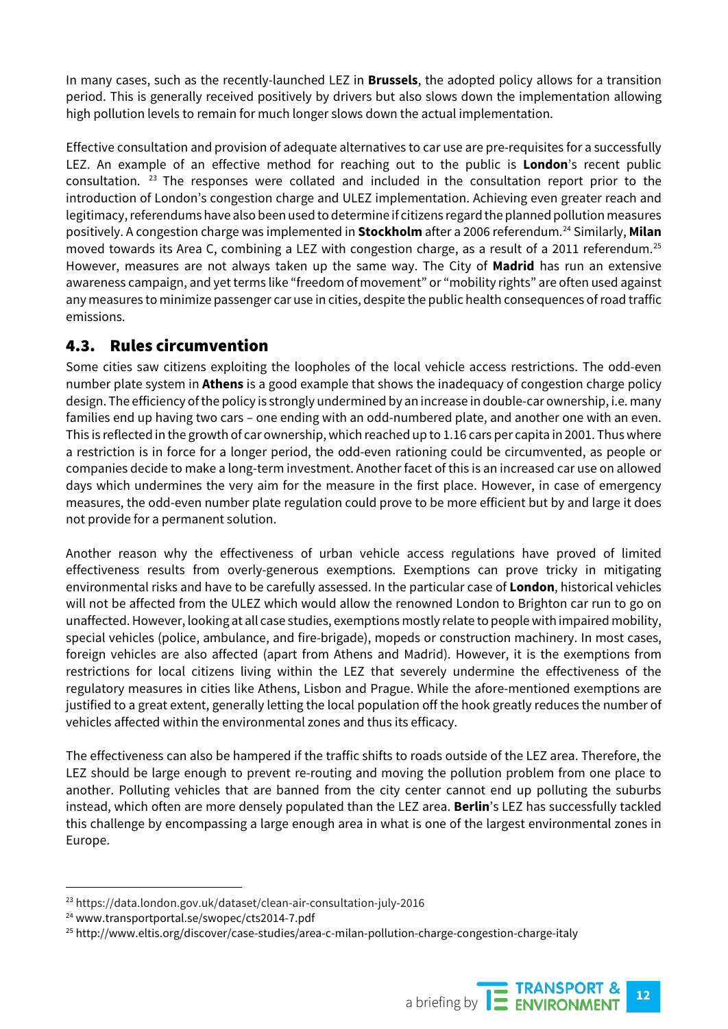In many cases, such as the recently-launched LEZ in **Brussels**, the adopted policy allows for a transition period. This is generally received positively by drivers but also slows down the implementation allowing high pollution levels to remain for much longer slows down the actual implementation.

Effective consultation and provision of adequate alternatives to car use are pre-requisites for a successfully LEZ. An example of an effective method for reaching out to the public is **London**'s recent public consultation. [23] The responses were collated and included in the consultation report prior to the introduction of London's congestion charge and ULEZ implementation. Achieving even greater reach and legitimacy, referendums have also been used to determine if citizens regard the planned pollution measures positively. A congestion charge was implemented in **Stockholm** after a 2006 referendum.[24] Similarly, **Milan** moved towards its Area C, combining a LEZ with congestion charge, as a result of a 2011 referendum.[25] However, measures are not always taken up the same way. The City of **Madrid** has run an extensive awareness campaign, and yet terms like "freedom of movement" or "mobility rights" are often used against any measures to minimize passenger car use in cities, despite the public health consequences of road traffic emissions.

## 4.3. Rules circumvention

Some cities saw citizens exploiting the loopholes of the local vehicle access restrictions. The odd-even number plate system in **Athens** is a good example that shows the inadequacy of congestion charge policy design. The efficiency of the policy is strongly undermined by an increase in double-car ownership, i.e. many families end up having two cars – one ending with an odd-numbered plate, and another one with an even. This is reflected in the growth of car ownership, which reached up to 1.16 cars per capita in 2001. Thus where a restriction is in force for a longer period, the odd-even rationing could be circumvented, as people or companies decide to make a long-term investment. Another facet of this is an increased car use on allowed days which undermines the very aim for the measure in the first place. However, in case of emergency measures, the odd-even number plate regulation could prove to be more efficient but by and large it does not provide for a permanent solution.

Another reason why the effectiveness of urban vehicle access regulations have proved of limited effectiveness results from overly-generous exemptions. Exemptions can prove tricky in mitigating environmental risks and have to be carefully assessed. In the particular case of **London**, historical vehicles will not be affected from the ULEZ which would allow the renowned London to Brighton car run to go on unaffected. However, looking at all case studies, exemptions mostly relate to people with impaired mobility, special vehicles (police, ambulance, and fire-brigade), mopeds or construction machinery. In most cases, foreign vehicles are also affected (apart from Athens and Madrid). However, it is the exemptions from restrictions for local citizens living within the LEZ that severely undermine the effectiveness of the regulatory measures in cities like Athens, Lisbon and Prague. While the afore-mentioned exemptions are justified to a great extent, generally letting the local population off the hook greatly reduces the number of vehicles affected within the environmental zones and thus its efficacy.

The effectiveness can also be hampered if the traffic shifts to roads outside of the LEZ area. Therefore, the LEZ should be large enough to prevent re-routing and moving the pollution problem from one place to another. Polluting vehicles that are banned from the city center cannot end up polluting the suburbs instead, which often are more densely populated than the LEZ area. **Berlin**'s LEZ has successfully tackled this challenge by encompassing a large enough area in what is one of the largest environmental zones in Europe.

---

[23] https://data.london.gov.uk/dataset/clean-air-consultation-july-2016

[24] www.transportportal.se/swopec/cts2014-7.pdf

[25] http://www.eltis.org/discover/case-studies/area-c-milan-pollution-charge-congestion-charge-italy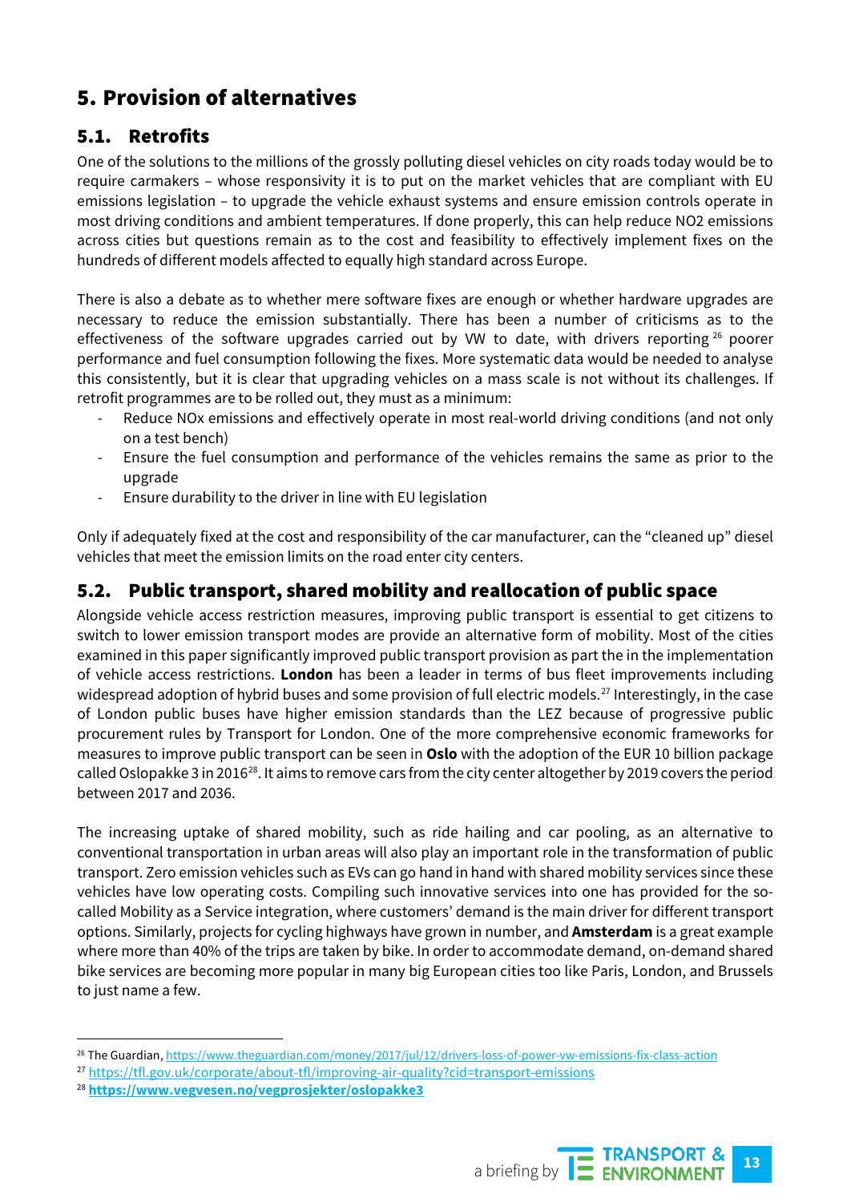# 5. Provision of alternatives

## 5.1. Retrofits

One of the solutions to the millions of the grossly polluting diesel vehicles on city roads today would be to require carmakers – whose responsivity it is to put on the market vehicles that are compliant with EU emissions legislation – to upgrade the vehicle exhaust systems and ensure emission controls operate in most driving conditions and ambient temperatures. If done properly, this can help reduce $NO_2$ emissions across cities but questions remain as to the cost and feasibility to effectively implement fixes on the hundreds of different models affected to equally high standard across Europe.

There is also a debate as to whether mere software fixes are enough or whether hardware upgrades are necessary to reduce the emission substantially. There has been a number of criticisms as to the effectiveness of the software upgrades carried out by VW to date, with drivers reporting [26] poorer performance and fuel consumption following the fixes. More systematic data would be needed to analyse this consistently, but it is clear that upgrading vehicles on a mass scale is not without its challenges. If retrofit programmes are to be rolled out, they must as a minimum:

- Reduce $NO_x$ emissions and effectively operate in most real-world driving conditions (and not only on a test bench)
- Ensure the fuel consumption and performance of the vehicles remains the same as prior to the upgrade
- Ensure durability to the driver in line with EU legislation

Only if adequately fixed at the cost and responsibility of the car manufacturer, can the “cleaned up” diesel vehicles that meet the emission limits on the road enter city centers.

## 5.2. Public transport, shared mobility and reallocation of public space

Alongside vehicle access restriction measures, improving public transport is essential to get citizens to switch to lower emission transport modes are provide an alternative form of mobility. Most of the cities examined in this paper significantly improved public transport provision as part the in the implementation of vehicle access restrictions. **London** has been a leader in terms of bus fleet improvements including widespread adoption of hybrid buses and some provision of full electric models.[27] Interestingly, in the case of London public buses have higher emission standards than the LEZ because of progressive public procurement rules by Transport for London. One of the more comprehensive economic frameworks for measures to improve public transport can be seen in **Oslo** with the adoption of the EUR 10 billion package called Oslopakke 3 in 2016[28]. It aims to remove cars from the city center altogether by 2019 covers the period between 2017 and 2036.

The increasing uptake of shared mobility, such as ride hailing and car pooling, as an alternative to conventional transportation in urban areas will also play an important role in the transformation of public transport. Zero emission vehicles such as EVs can go hand in hand with shared mobility services since these vehicles have low operating costs. Compiling such innovative services into one has provided for the so-called Mobility as a Service integration, where customers’ demand is the main driver for different transport options. Similarly, projects for cycling highways have grown in number, and **Amsterdam** is a great example where more than 40% of the trips are taken by bike. In order to accommodate demand, on-demand shared bike services are becoming more popular in many big European cities too like Paris, London, and Brussels to just name a few.

---

[26] The Guardian, https://www.theguardian.com/money/2017/jul/12/drivers-loss-of-power-vw-emissions-fix-class-action

[27] https://tfl.gov.uk/corporate/about-tfl/improving-air-quality?cid=transport-emissions

[28] **https://www.vegvesen.no/vegprosjekter/oslopakke3**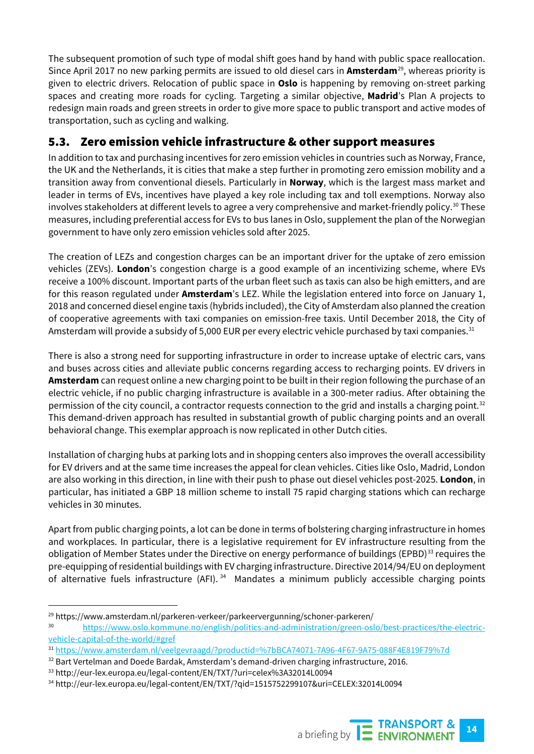The subsequent promotion of such type of modal shift goes hand by hand with public space reallocation. Since April 2017 no new parking permits are issued to old diesel cars in **Amsterdam**[29], whereas priority is given to electric drivers. Relocation of public space in **Oslo** is happening by removing on-street parking spaces and creating more roads for cycling. Targeting a similar objective, **Madrid**'s Plan A projects to redesign main roads and green streets in order to give more space to public transport and active modes of transportation, such as cycling and walking.

## 5.3. Zero emission vehicle infrastructure & other support measures

In addition to tax and purchasing incentives for zero emission vehicles in countries such as Norway, France, the UK and the Netherlands, it is cities that make a step further in promoting zero emission mobility and a transition away from conventional diesels. Particularly in **Norway**, which is the largest mass market and leader in terms of EVs, incentives have played a key role including tax and toll exemptions. Norway also involves stakeholders at different levels to agree a very comprehensive and market-friendly policy.[30] These measures, including preferential access for EVs to bus lanes in Oslo, supplement the plan of the Norwegian government to have only zero emission vehicles sold after 2025.

The creation of LEZs and congestion charges can be an important driver for the uptake of zero emission vehicles (ZEVs). **London**'s congestion charge is a good example of an incentivizing scheme, where EVs receive a 100% discount. Important parts of the urban fleet such as taxis can also be high emitters, and are for this reason regulated under **Amsterdam**'s LEZ. While the legislation entered into force on January 1, 2018 and concerned diesel engine taxis (hybrids included), the City of Amsterdam also planned the creation of cooperative agreements with taxi companies on emission-free taxis. Until December 2018, the City of Amsterdam will provide a subsidy of 5,000 EUR per every electric vehicle purchased by taxi companies.[31]

There is also a strong need for supporting infrastructure in order to increase uptake of electric cars, vans and buses across cities and alleviate public concerns regarding access to recharging points. EV drivers in **Amsterdam** can request online a new charging point to be built in their region following the purchase of an electric vehicle, if no public charging infrastructure is available in a 300-meter radius. After obtaining the permission of the city council, a contractor requests connection to the grid and installs a charging point.[32] This demand-driven approach has resulted in substantial growth of public charging points and an overall behavioral change. This exemplar approach is now replicated in other Dutch cities.

Installation of charging hubs at parking lots and in shopping centers also improves the overall accessibility for EV drivers and at the same time increases the appeal for clean vehicles. Cities like Oslo, Madrid, London are also working in this direction, in line with their push to phase out diesel vehicles post-2025. **London**, in particular, has initiated a GBP 18 million scheme to install 75 rapid charging stations which can recharge vehicles in 30 minutes.

Apart from public charging points, a lot can be done in terms of bolstering charging infrastructure in homes and workplaces. In particular, there is a legislative requirement for EV infrastructure resulting from the obligation of Member States under the Directive on energy performance of buildings (EPBD)[33] requires the pre-equipping of residential buildings with EV charging infrastructure. Directive 2014/94/EU on deployment of alternative fuels infrastructure (AFI).[34] Mandates a minimum publicly accessible charging points

---

[29] https://www.amsterdam.nl/parkeren-verkeer/parkeervergunning/schoner-parkeren/

[30] https://www.oslo.kommune.no/english/politics-and-administration/green-oslo/best-practices/the-electric-vehicle-capital-of-the-world/#gref

[31] https://www.amsterdam.nl/veelgevraagd/?productid=%7bBCA74071-7A96-4F67-9A75-088F4E819F79%7d

[32] Bart Vertelman and Doede Bardak, Amsterdam's demand-driven charging infrastructure, 2016.

[33] http://eur-lex.europa.eu/legal-content/EN/TXT/?uri=celex%3A32014L0094

[34] http://eur-lex.europa.eu/legal-content/EN/TXT/?qid=1515752299107&uri=CELEX:32014L0094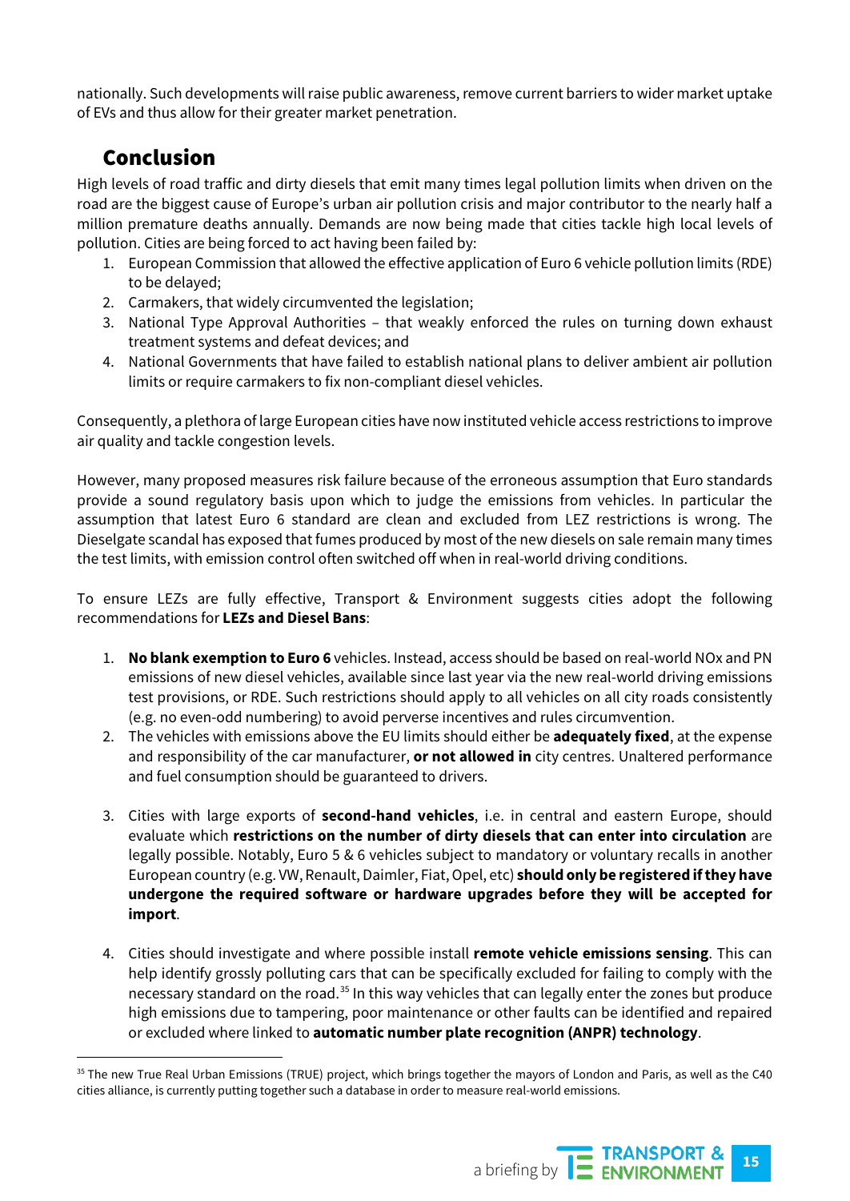nationally. Such developments will raise public awareness, remove current barriers to wider market uptake of EVs and thus allow for their greater market penetration.

## Conclusion

High levels of road traffic and dirty diesels that emit many times legal pollution limits when driven on the road are the biggest cause of Europe's urban air pollution crisis and major contributor to the nearly half a million premature deaths annually. Demands are now being made that cities tackle high local levels of pollution. Cities are being forced to act having been failed by:

1. European Commission that allowed the effective application of Euro 6 vehicle pollution limits (RDE) to be delayed;
2. Carmakers, that widely circumvented the legislation;
3. National Type Approval Authorities – that weakly enforced the rules on turning down exhaust treatment systems and defeat devices; and
4. National Governments that have failed to establish national plans to deliver ambient air pollution limits or require carmakers to fix non-compliant diesel vehicles.

Consequently, a plethora of large European cities have now instituted vehicle access restrictions to improve air quality and tackle congestion levels.

However, many proposed measures risk failure because of the erroneous assumption that Euro standards provide a sound regulatory basis upon which to judge the emissions from vehicles. In particular the assumption that latest Euro 6 standard are clean and excluded from LEZ restrictions is wrong. The Dieselgate scandal has exposed that fumes produced by most of the new diesels on sale remain many times the test limits, with emission control often switched off when in real-world driving conditions.

To ensure LEZs are fully effective, Transport & Environment suggests cities adopt the following recommendations for **LEZs and Diesel Bans**:

1. **No blank exemption to Euro 6** vehicles. Instead, access should be based on real-world NOx and PN emissions of new diesel vehicles, available since last year via the new real-world driving emissions test provisions, or RDE. Such restrictions should apply to all vehicles on all city roads consistently (e.g. no even-odd numbering) to avoid perverse incentives and rules circumvention.
2. The vehicles with emissions above the EU limits should either be **adequately fixed**, at the expense and responsibility of the car manufacturer, **or not allowed in** city centres. Unaltered performance and fuel consumption should be guaranteed to drivers.
3. Cities with large exports of **second-hand vehicles**, i.e. in central and eastern Europe, should evaluate which **restrictions on the number of dirty diesels that can enter into circulation** are legally possible. Notably, Euro 5 & 6 vehicles subject to mandatory or voluntary recalls in another European country (e.g. VW, Renault, Daimler, Fiat, Opel, etc) **should only be registered if they have undergone the required software or hardware upgrades before they will be accepted for import**.
4. Cities should investigate and where possible install **remote vehicle emissions sensing**. This can help identify grossly polluting cars that can be specifically excluded for failing to comply with the necessary standard on the road.[35] In this way vehicles that can legally enter the zones but produce high emissions due to tampering, poor maintenance or other faults can be identified and repaired or excluded where linked to **automatic number plate recognition (ANPR) technology**.

[35] The new True Real Urban Emissions (TRUE) project, which brings together the mayors of London and Paris, as well as the C40 cities alliance, is currently putting together such a database in order to measure real-world emissions.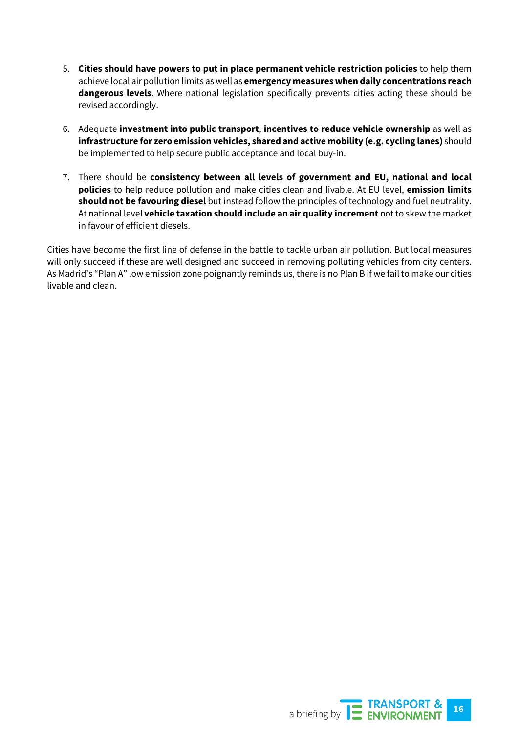5. **Cities should have powers to put in place permanent vehicle restriction policies** to help them achieve local air pollution limits as well as **emergency measures when daily concentrations reach dangerous levels**. Where national legislation specifically prevents cities acting these should be revised accordingly.

6. Adequate **investment into public transport**, **incentives to reduce vehicle ownership** as well as **infrastructure for zero emission vehicles, shared and active mobility (e.g. cycling lanes)** should be implemented to help secure public acceptance and local buy-in.

7. There should be **consistency between all levels of government and EU, national and local policies** to help reduce pollution and make cities clean and livable. At EU level, **emission limits should not be favouring diesel** but instead follow the principles of technology and fuel neutrality. At national level **vehicle taxation should include an air quality increment** not to skew the market in favour of efficient diesels.

Cities have become the first line of defense in the battle to tackle urban air pollution. But local measures will only succeed if these are well designed and succeed in removing polluting vehicles from city centers. As Madrid's "Plan A" low emission zone poignantly reminds us, there is no Plan B if we fail to make our cities livable and clean.